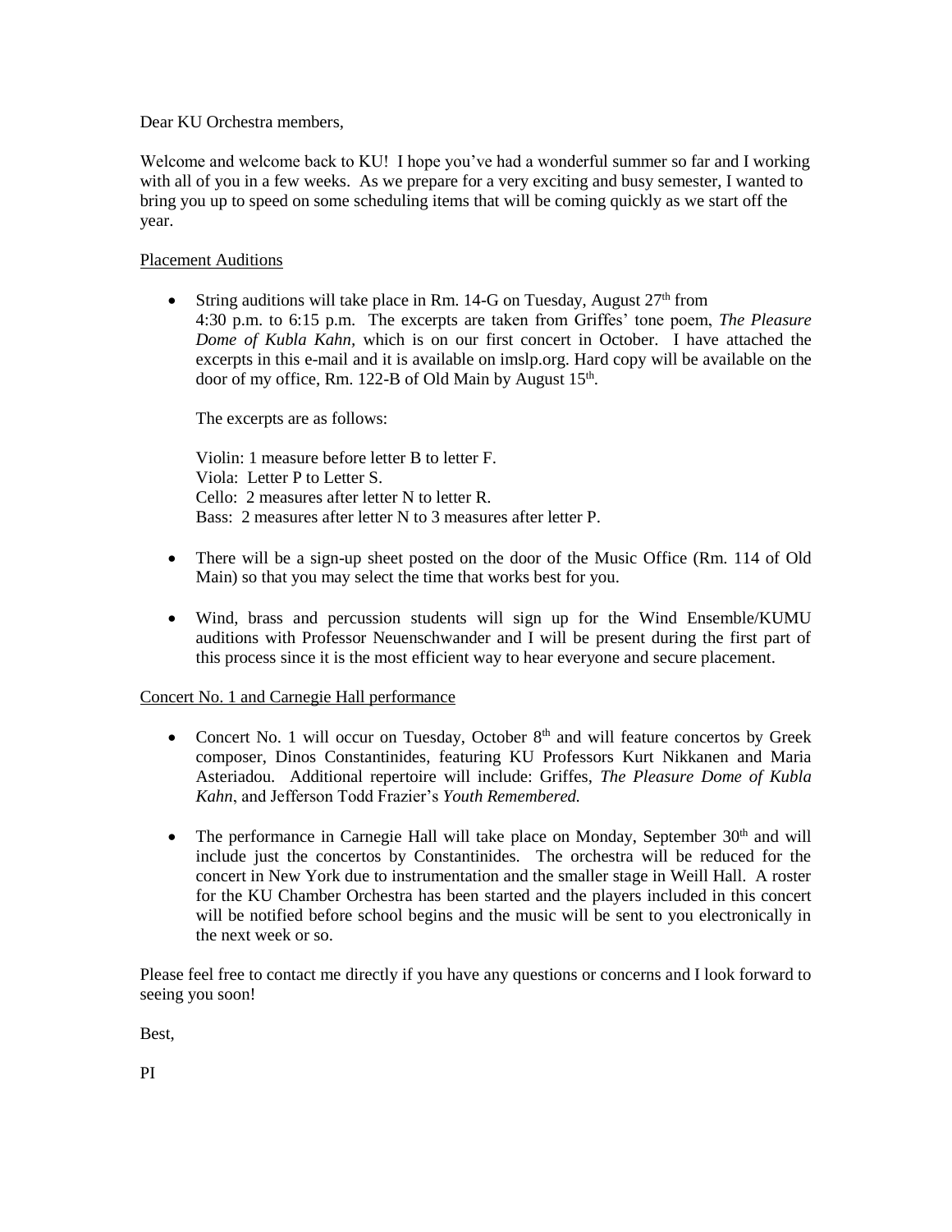Dear KU Orchestra members,

Welcome and welcome back to KU! I hope you've had a wonderful summer so far and I working with all of you in a few weeks. As we prepare for a very exciting and busy semester, I wanted to bring you up to speed on some scheduling items that will be coming quickly as we start off the year.

Placement Auditions

- String auditions will take place in Rm. 14-G on Tuesday, August 27th from 4:30 p.m. to 6:15 p.m. The excerpts are taken from Griffes' tone poem, *The Pleasure Dome of Kubla Kahn*, which is on our first concert in October. I have attached the excerpts in this e-mail and it is available on imslp.org. Hard copy will be available on the door of my office, Rm. 122-B of Old Main by August 15th.

  The excerpts are as follows:

  Violin: 1 measure before letter B to letter F.
  Viola: Letter P to Letter S.
  Cello: 2 measures after letter N to letter R.
  Bass: 2 measures after letter N to 3 measures after letter P.

- There will be a sign-up sheet posted on the door of the Music Office (Rm. 114 of Old Main) so that you may select the time that works best for you.

- Wind, brass and percussion students will sign up for the Wind Ensemble/KUMU auditions with Professor Neuenschwander and I will be present during the first part of this process since it is the most efficient way to hear everyone and secure placement.

Concert No. 1 and Carnegie Hall performance

- Concert No. 1 will occur on Tuesday, October 8th and will feature concertos by Greek composer, Dinos Constantinides, featuring KU Professors Kurt Nikkanen and Maria Asteriadou. Additional repertoire will include: Griffes, *The Pleasure Dome of Kubla Kahn*, and Jefferson Todd Frazier's *Youth Remembered.*

- The performance in Carnegie Hall will take place on Monday, September 30th and will include just the concertos by Constantinides. The orchestra will be reduced for the concert in New York due to instrumentation and the smaller stage in Weill Hall. A roster for the KU Chamber Orchestra has been started and the players included in this concert will be notified before school begins and the music will be sent to you electronically in the next week or so.

Please feel free to contact me directly if you have any questions or concerns and I look forward to seeing you soon!

Best,

PI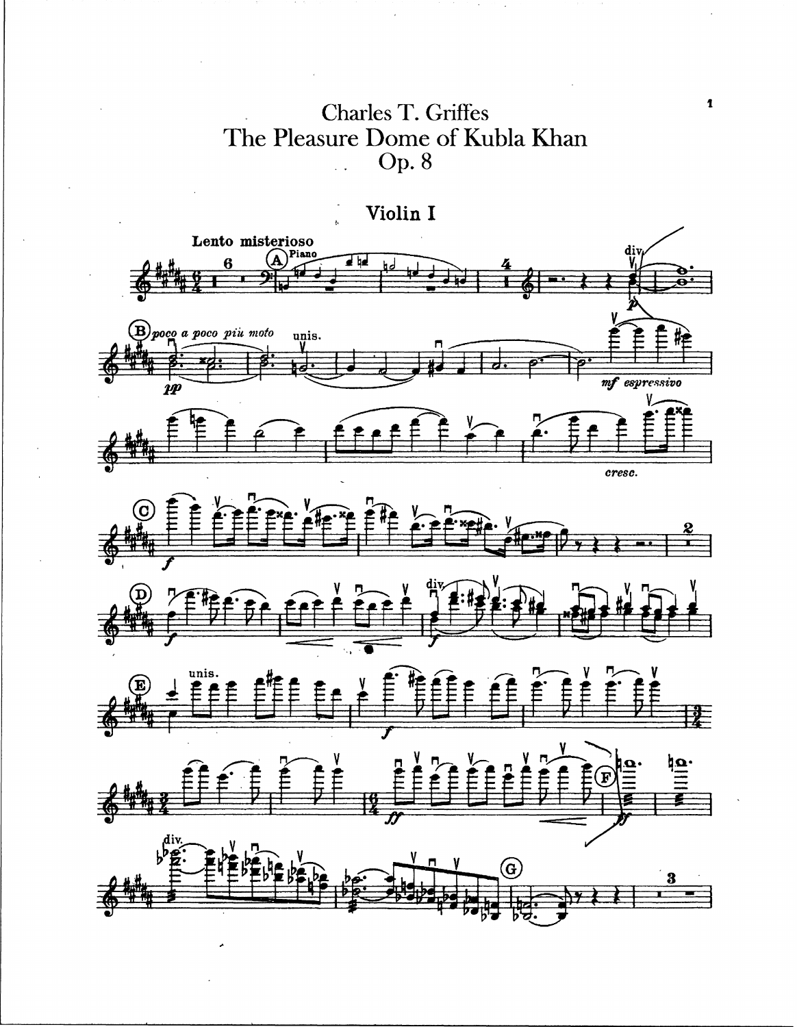# Charles T. Griffes
# The Pleasure Dome of Kubla Khan
# Op. 8

## Violin I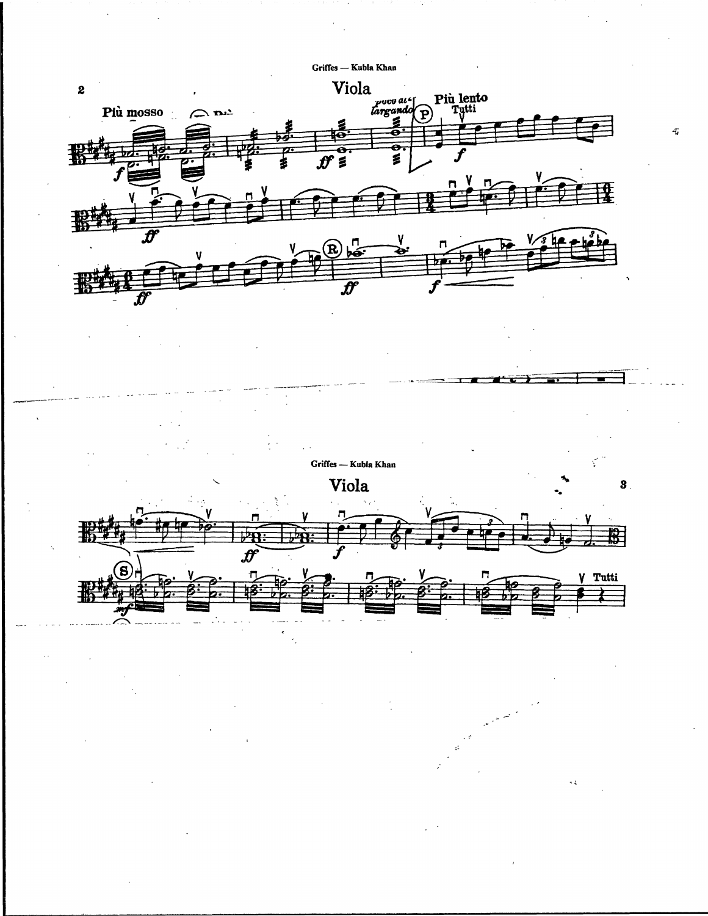# Viola

Più mosso

poco allargando

(P) Più lento

Tutti

(R)

# Viola

(S)

Tutti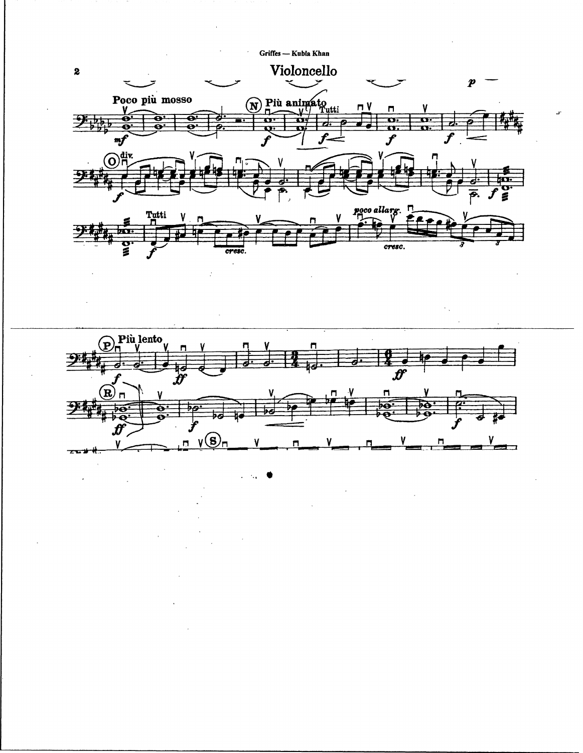# Violoncello

Poco più mosso

(N) Più animato

Tutti

(O) div.

Tutti

*cresc.*

*poco allarg.*

*cresc.*

(P) Più lento

(R)

(S)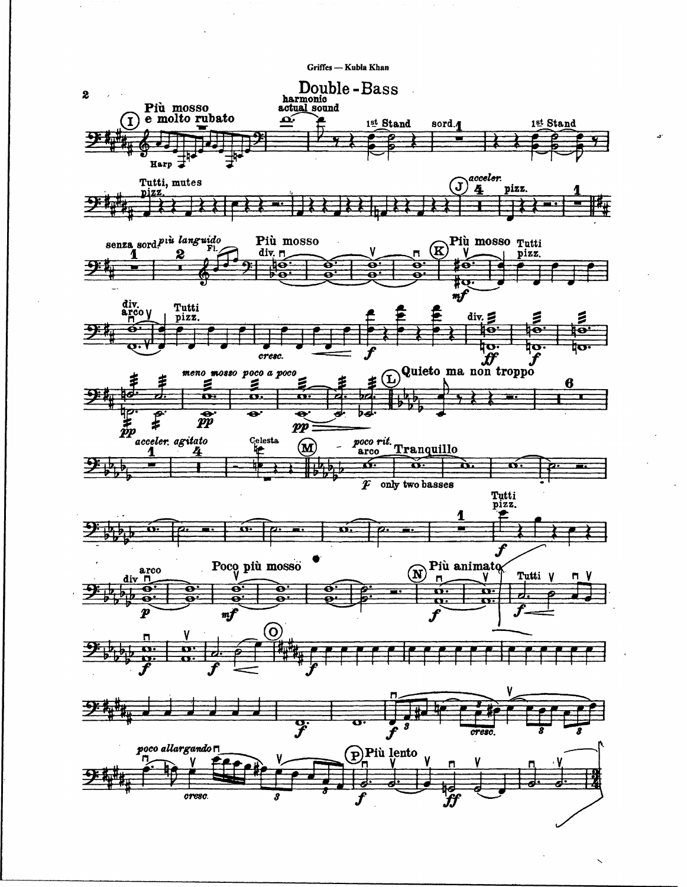# Double-Bass